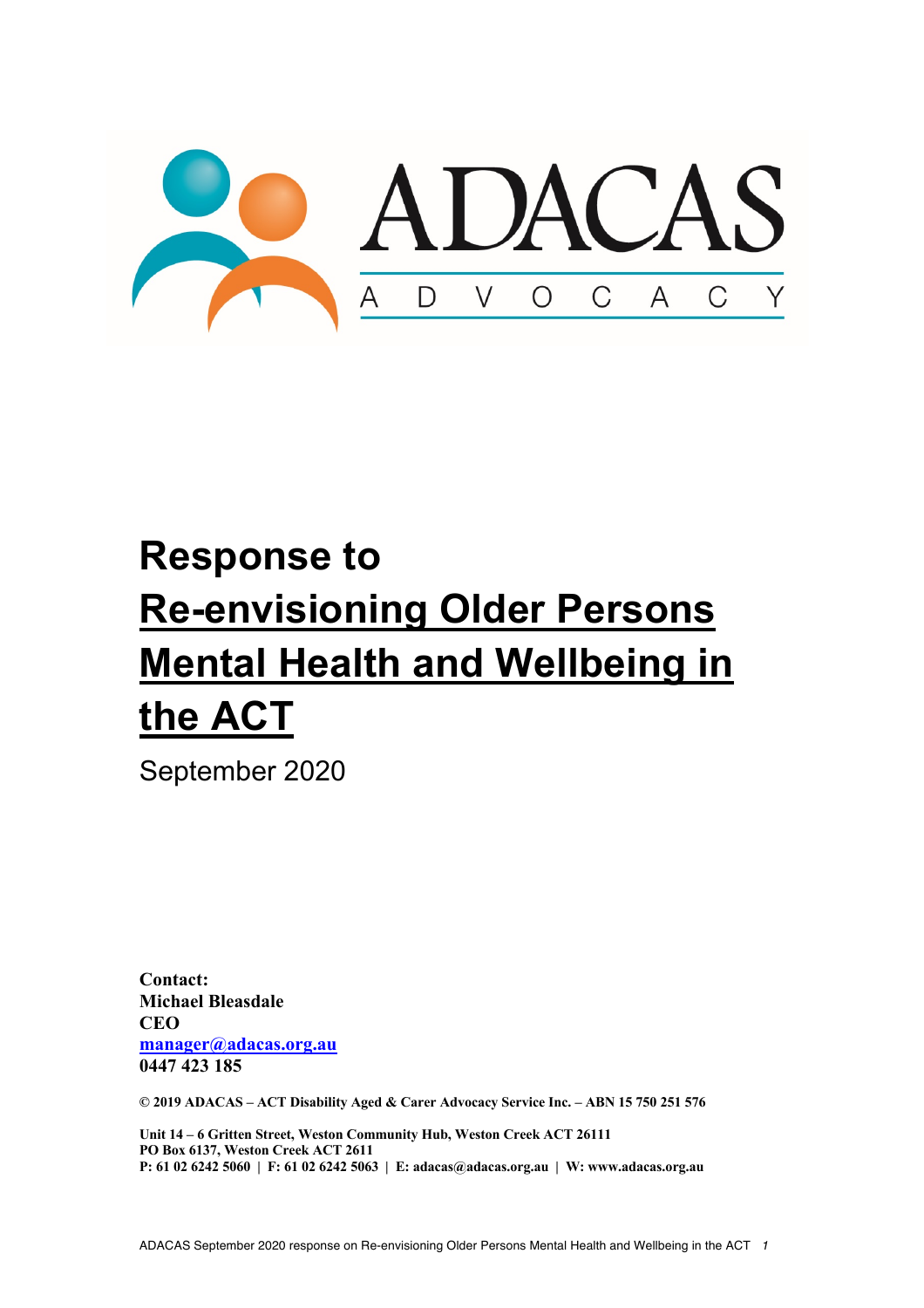ADACAS

A D V O C A C Y

# Response to Re-envisioning Older Persons Mental Health and Wellbeing in the ACT

September 2020

**Contact:**
**Michael Bleasdale**
**CEO**
**manager@adacas.org.au**
**0447 423 185**

**© 2019 ADACAS – ACT Disability Aged & Carer Advocacy Service Inc. – ABN 15 750 251 576**

**Unit 14 – 6 Gritten Street, Weston Community Hub, Weston Creek ACT 26111**
**PO Box 6137, Weston Creek ACT 2611**
**P: 61 02 6242 5060 | F: 61 02 6242 5063 | E: adacas@adacas.org.au | W: www.adacas.org.au**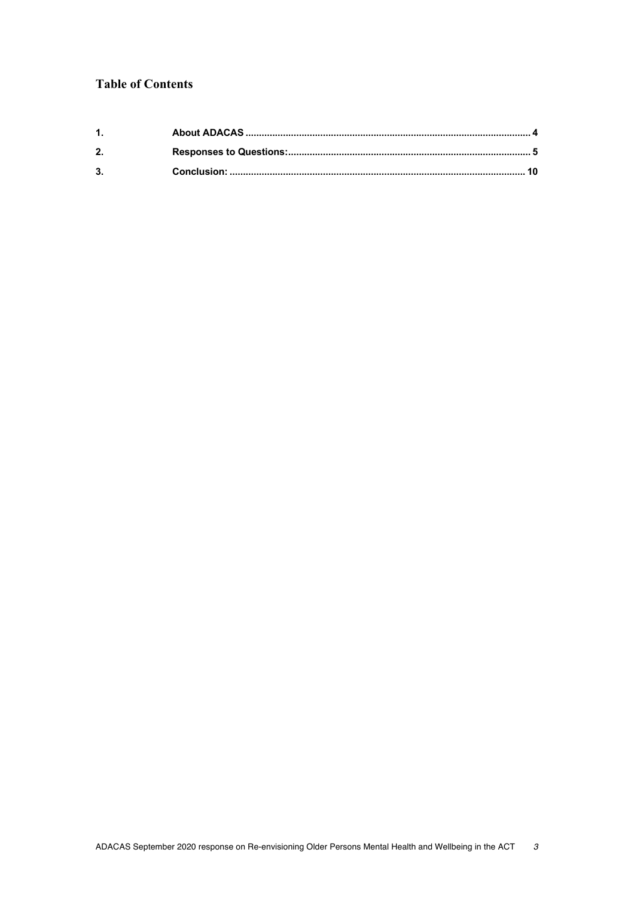## Table of Contents

1. **About ADACAS** ........................................................................................................ 4
2. **Responses to Questions:** .......................................................................................... 5
3. **Conclusion:** ............................................................................................................. 10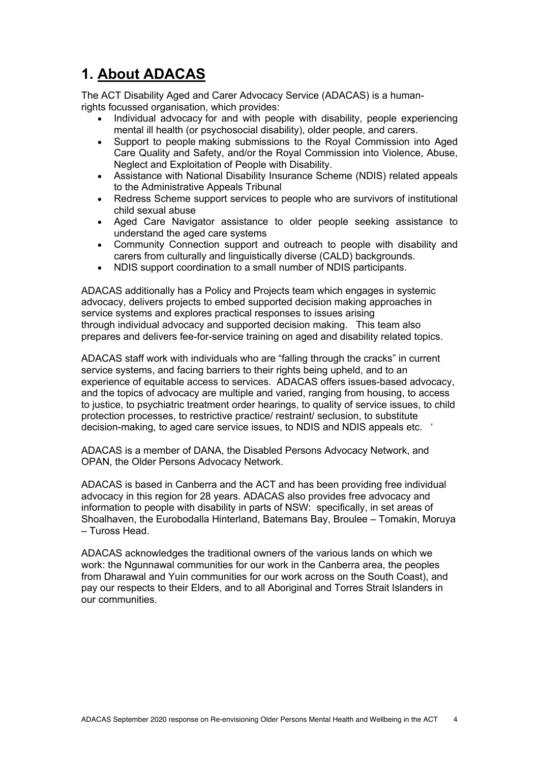# 1. About ADACAS

The ACT Disability Aged and Carer Advocacy Service (ADACAS) is a human-rights focussed organisation, which provides:

- Individual advocacy for and with people with disability, people experiencing mental ill health (or psychosocial disability), older people, and carers.
- Support to people making submissions to the Royal Commission into Aged Care Quality and Safety, and/or the Royal Commission into Violence, Abuse, Neglect and Exploitation of People with Disability.
- Assistance with National Disability Insurance Scheme (NDIS) related appeals to the Administrative Appeals Tribunal
- Redress Scheme support services to people who are survivors of institutional child sexual abuse
- Aged Care Navigator assistance to older people seeking assistance to understand the aged care systems
- Community Connection support and outreach to people with disability and carers from culturally and linguistically diverse (CALD) backgrounds.
- NDIS support coordination to a small number of NDIS participants.

ADACAS additionally has a Policy and Projects team which engages in systemic advocacy, delivers projects to embed supported decision making approaches in service systems and explores practical responses to issues arising through individual advocacy and supported decision making. This team also prepares and delivers fee-for-service training on aged and disability related topics.

ADACAS staff work with individuals who are "falling through the cracks" in current service systems, and facing barriers to their rights being upheld, and to an experience of equitable access to services. ADACAS offers issues-based advocacy, and the topics of advocacy are multiple and varied, ranging from housing, to access to justice, to psychiatric treatment order hearings, to quality of service issues, to child protection processes, to restrictive practice/ restraint/ seclusion, to substitute decision-making, to aged care service issues, to NDIS and NDIS appeals etc. '

ADACAS is a member of DANA, the Disabled Persons Advocacy Network, and OPAN, the Older Persons Advocacy Network.

ADACAS is based in Canberra and the ACT and has been providing free individual advocacy in this region for 28 years. ADACAS also provides free advocacy and information to people with disability in parts of NSW: specifically, in set areas of Shoalhaven, the Eurobodalla Hinterland, Batemans Bay, Broulee – Tomakin, Moruya – Tuross Head.

ADACAS acknowledges the traditional owners of the various lands on which we work: the Ngunnawal communities for our work in the Canberra area, the peoples from Dharawal and Yuin communities for our work across on the South Coast), and pay our respects to their Elders, and to all Aboriginal and Torres Strait Islanders in our communities.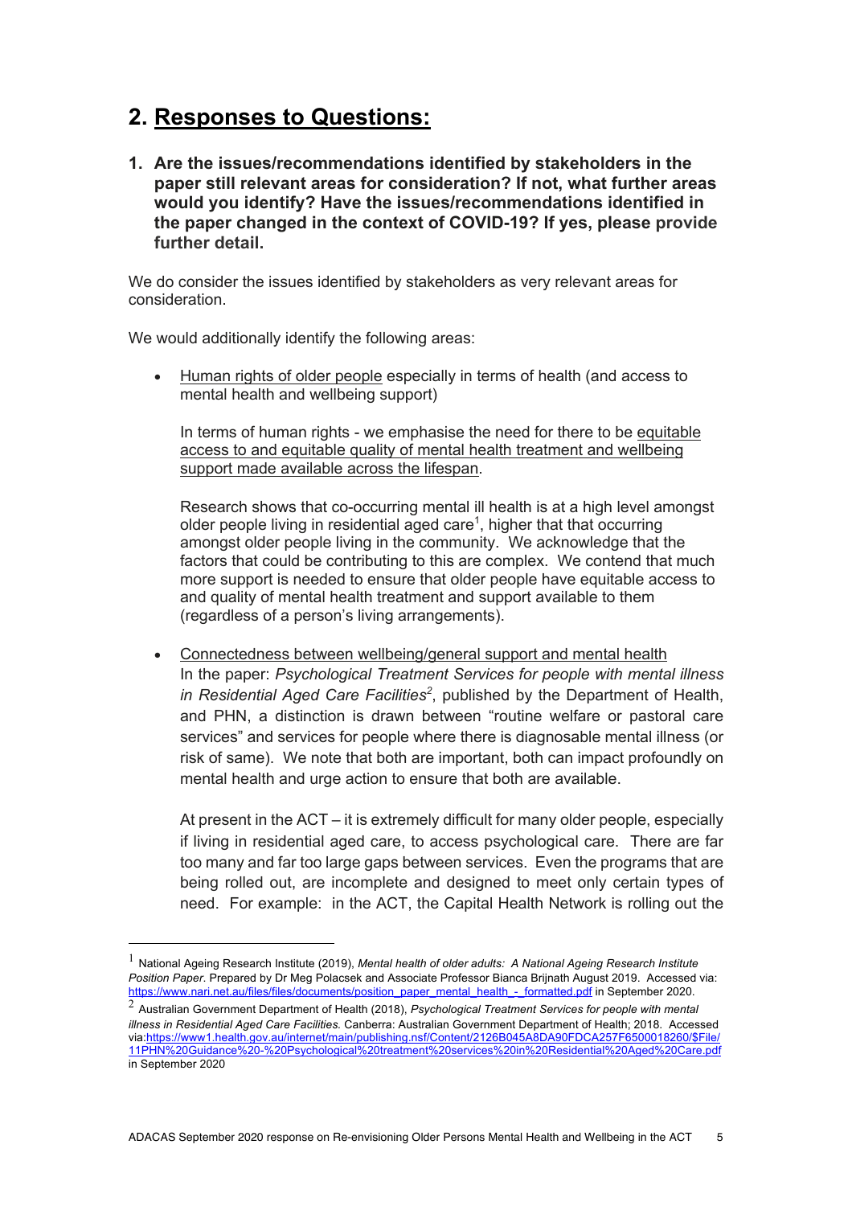## 2. <u>Responses to Questions:</u>

**1. Are the issues/recommendations identified by stakeholders in the paper still relevant areas for consideration? If not, what further areas would you identify? Have the issues/recommendations identified in the paper changed in the context of COVID-19? If yes, please provide further detail.**

We do consider the issues identified by stakeholders as very relevant areas for consideration.

We would additionally identify the following areas:

- <u>Human rights of older people</u> especially in terms of health (and access to mental health and wellbeing support)

  In terms of human rights - we emphasise the need for there to be <u>equitable access to and equitable quality of mental health treatment and wellbeing support made available across the lifespan</u>.

  Research shows that co-occurring mental ill health is at a high level amongst older people living in residential aged care[1], higher that that occurring amongst older people living in the community. We acknowledge that the factors that could be contributing to this are complex. We contend that much more support is needed to ensure that older people have equitable access to and quality of mental health treatment and support available to them (regardless of a person's living arrangements).

- <u>Connectedness between wellbeing/general support and mental health</u>
  In the paper: *Psychological Treatment Services for people with mental illness in Residential Aged Care Facilities[2]*, published by the Department of Health, and PHN, a distinction is drawn between "routine welfare or pastoral care services" and services for people where there is diagnosable mental illness (or risk of same). We note that both are important, both can impact profoundly on mental health and urge action to ensure that both are available.

  At present in the ACT – it is extremely difficult for many older people, especially if living in residential aged care, to access psychological care. There are far too many and far too large gaps between services. Even the programs that are being rolled out, are incomplete and designed to meet only certain types of need. For example: in the ACT, the Capital Health Network is rolling out the

---

[1] National Ageing Research Institute (2019), *Mental health of older adults: A National Ageing Research Institute Position Paper.* Prepared by Dr Meg Polacsek and Associate Professor Bianca Brijnath August 2019. Accessed via: https://www.nari.net.au/files/files/documents/position_paper_mental_health_-_formatted.pdf in September 2020.

[2] Australian Government Department of Health (2018), *Psychological Treatment Services for people with mental illness in Residential Aged Care Facilities.* Canberra: Australian Government Department of Health; 2018. Accessed via:https://www1.health.gov.au/internet/main/publishing.nsf/Content/2126B045A8DA90FDCA257F6500018260/$File/11PHN%20Guidance%20-%20Psychological%20treatment%20services%20in%20Residential%20Aged%20Care.pdf in September 2020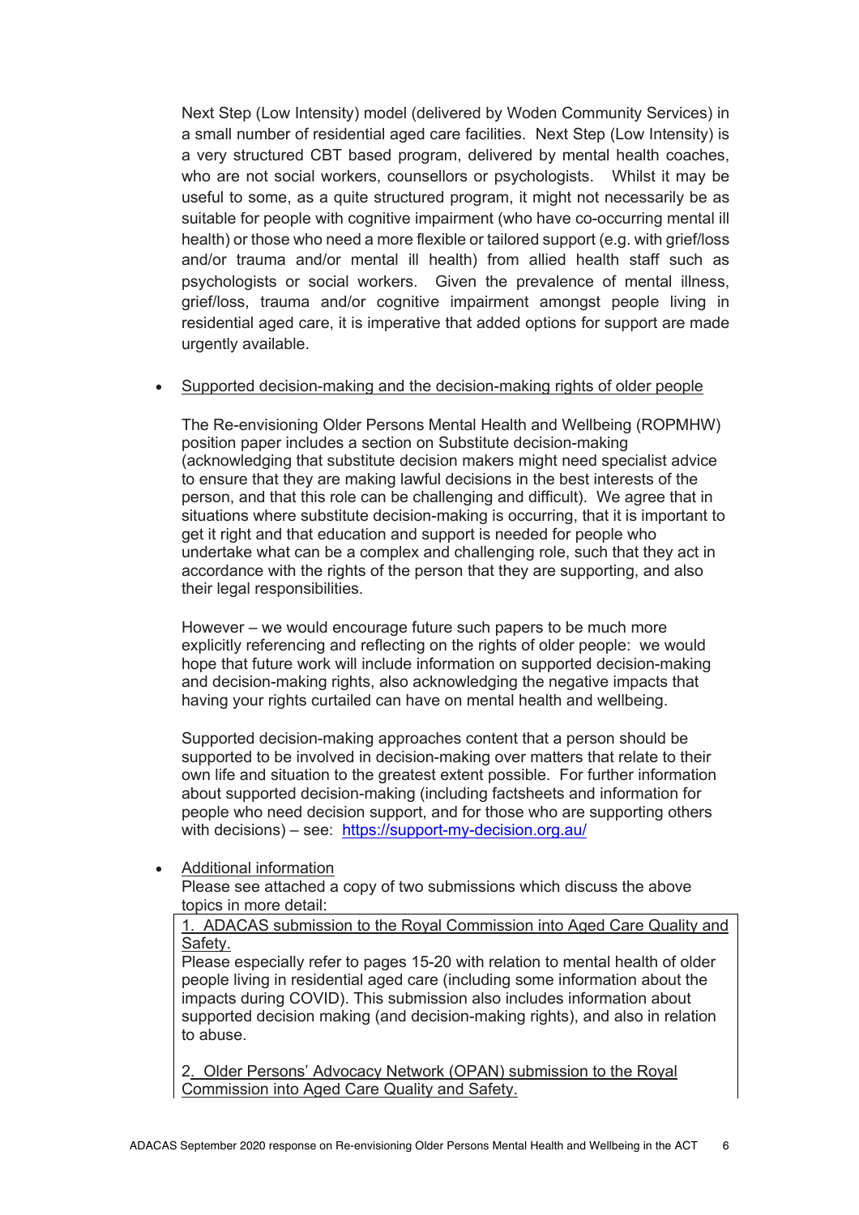Next Step (Low Intensity) model (delivered by Woden Community Services) in a small number of residential aged care facilities. Next Step (Low Intensity) is a very structured CBT based program, delivered by mental health coaches, who are not social workers, counsellors or psychologists. Whilst it may be useful to some, as a quite structured program, it might not necessarily be as suitable for people with cognitive impairment (who have co-occurring mental ill health) or those who need a more flexible or tailored support (e.g. with grief/loss and/or trauma and/or mental ill health) from allied health staff such as psychologists or social workers. Given the prevalence of mental illness, grief/loss, trauma and/or cognitive impairment amongst people living in residential aged care, it is imperative that added options for support are made urgently available.

- <u>Supported decision-making and the decision-making rights of older people</u>

  The Re-envisioning Older Persons Mental Health and Wellbeing (ROPMHW) position paper includes a section on Substitute decision-making (acknowledging that substitute decision makers might need specialist advice to ensure that they are making lawful decisions in the best interests of the person, and that this role can be challenging and difficult). We agree that in situations where substitute decision-making is occurring, that it is important to get it right and that education and support is needed for people who undertake what can be a complex and challenging role, such that they act in accordance with the rights of the person that they are supporting, and also their legal responsibilities.

  However – we would encourage future such papers to be much more explicitly referencing and reflecting on the rights of older people: we would hope that future work will include information on supported decision-making and decision-making rights, also acknowledging the negative impacts that having your rights curtailed can have on mental health and wellbeing.

  Supported decision-making approaches content that a person should be supported to be involved in decision-making over matters that relate to their own life and situation to the greatest extent possible. For further information about supported decision-making (including factsheets and information for people who need decision support, and for those who are supporting others with decisions) – see: [https://support-my-decision.org.au/](https://support-my-decision.org.au/)

- <u>Additional information</u>
  Please see attached a copy of two submissions which discuss the above topics in more detail:

  <u>1. ADACAS submission to the Royal Commission into Aged Care Quality and Safety.</u>
  Please especially refer to pages 15-20 with relation to mental health of older people living in residential aged care (including some information about the impacts during COVID). This submission also includes information about supported decision making (and decision-making rights), and also in relation to abuse.

  <u>2. Older Persons' Advocacy Network (OPAN) submission to the Royal Commission into Aged Care Quality and Safety.</u>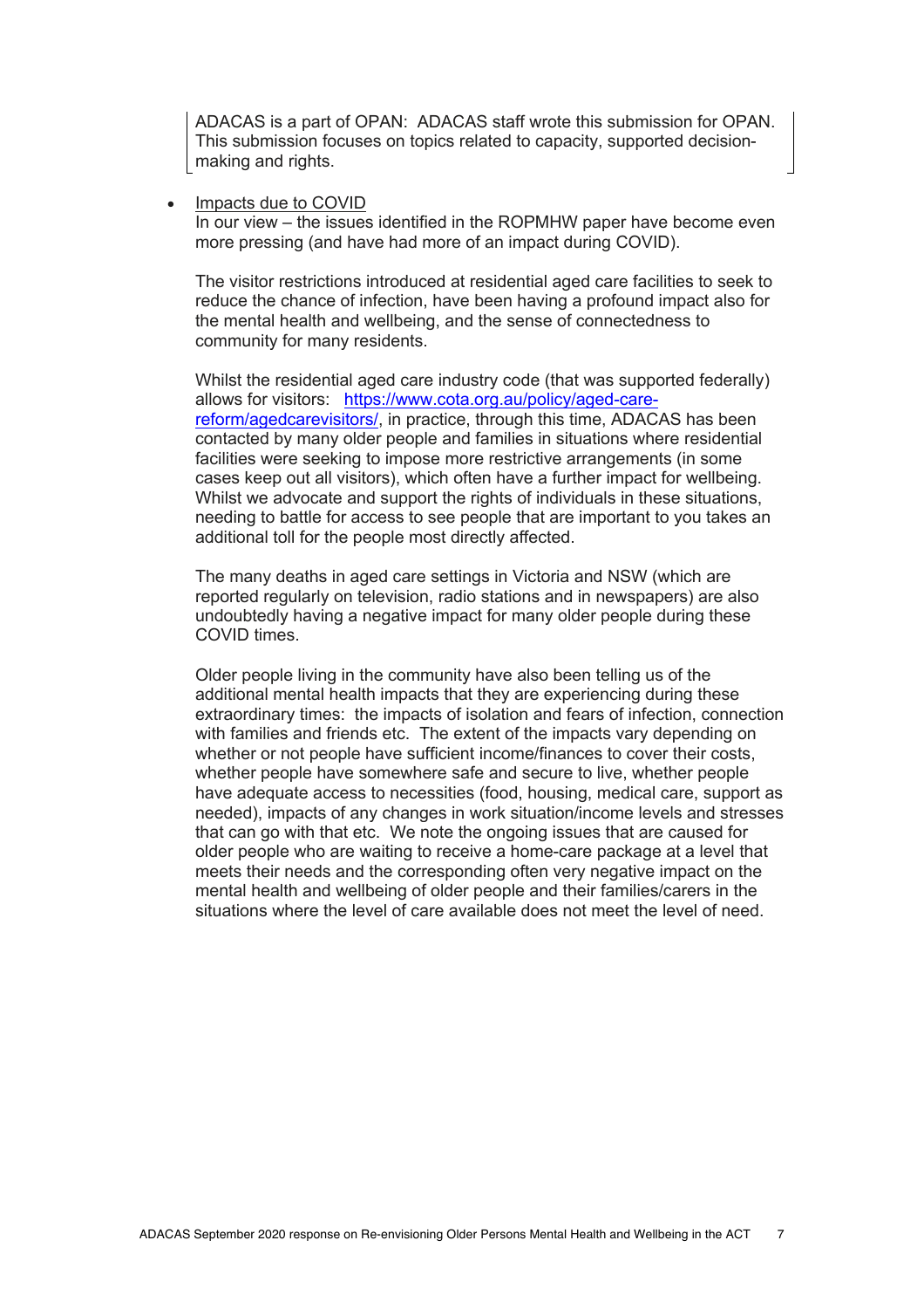ADACAS is a part of OPAN: ADACAS staff wrote this submission for OPAN. This submission focuses on topics related to capacity, supported decision-making and rights.

- <u>Impacts due to COVID</u>
  In our view – the issues identified in the ROPMHW paper have become even more pressing (and have had more of an impact during COVID).

  The visitor restrictions introduced at residential aged care facilities to seek to reduce the chance of infection, have been having a profound impact also for the mental health and wellbeing, and the sense of connectedness to community for many residents.

  Whilst the residential aged care industry code (that was supported federally) allows for visitors: [https://www.cota.org.au/policy/aged-care-reform/agedcarevisitors/](https://www.cota.org.au/policy/aged-care-reform/agedcarevisitors/), in practice, through this time, ADACAS has been contacted by many older people and families in situations where residential facilities were seeking to impose more restrictive arrangements (in some cases keep out all visitors), which often have a further impact for wellbeing. Whilst we advocate and support the rights of individuals in these situations, needing to battle for access to see people that are important to you takes an additional toll for the people most directly affected.

  The many deaths in aged care settings in Victoria and NSW (which are reported regularly on television, radio stations and in newspapers) are also undoubtedly having a negative impact for many older people during these COVID times.

  Older people living in the community have also been telling us of the additional mental health impacts that they are experiencing during these extraordinary times: the impacts of isolation and fears of infection, connection with families and friends etc. The extent of the impacts vary depending on whether or not people have sufficient income/finances to cover their costs, whether people have somewhere safe and secure to live, whether people have adequate access to necessities (food, housing, medical care, support as needed), impacts of any changes in work situation/income levels and stresses that can go with that etc. We note the ongoing issues that are caused for older people who are waiting to receive a home-care package at a level that meets their needs and the corresponding often very negative impact on the mental health and wellbeing of older people and their families/carers in the situations where the level of care available does not meet the level of need.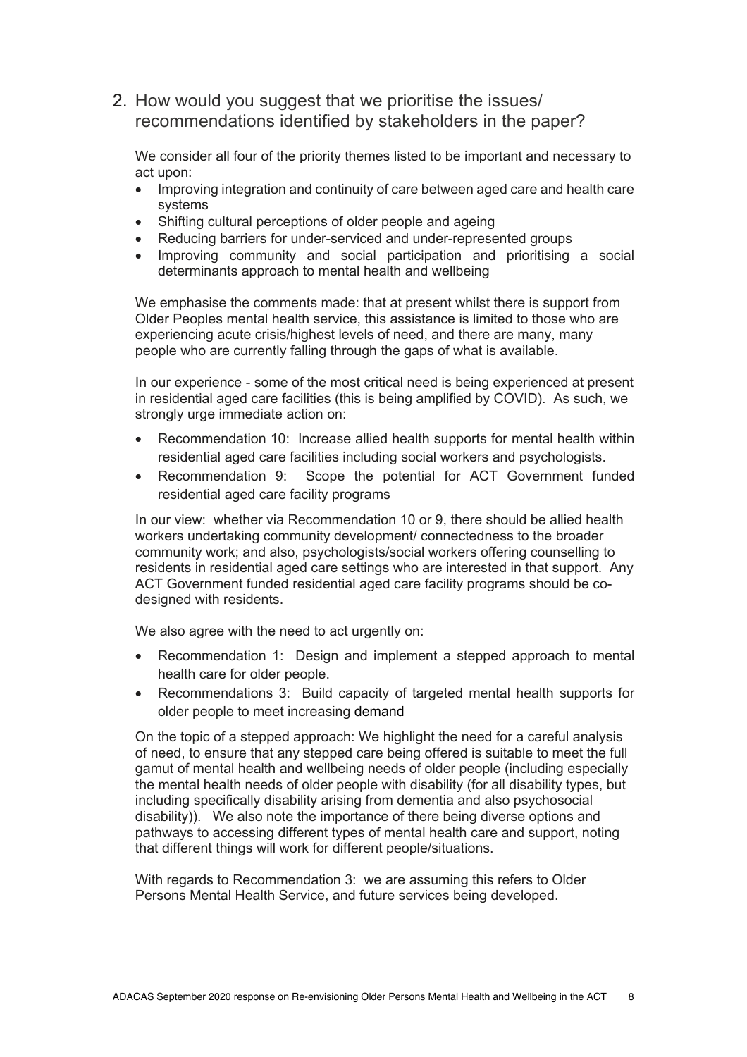## 2. How would you suggest that we prioritise the issues/ recommendations identified by stakeholders in the paper?

We consider all four of the priority themes listed to be important and necessary to act upon:

- Improving integration and continuity of care between aged care and health care systems
- Shifting cultural perceptions of older people and ageing
- Reducing barriers for under-serviced and under-represented groups
- Improving community and social participation and prioritising a social determinants approach to mental health and wellbeing

We emphasise the comments made: that at present whilst there is support from Older Peoples mental health service, this assistance is limited to those who are experiencing acute crisis/highest levels of need, and there are many, many people who are currently falling through the gaps of what is available.

In our experience - some of the most critical need is being experienced at present in residential aged care facilities (this is being amplified by COVID). As such, we strongly urge immediate action on:

- Recommendation 10: Increase allied health supports for mental health within residential aged care facilities including social workers and psychologists.
- Recommendation 9: Scope the potential for ACT Government funded residential aged care facility programs

In our view: whether via Recommendation 10 or 9, there should be allied health workers undertaking community development/ connectedness to the broader community work; and also, psychologists/social workers offering counselling to residents in residential aged care settings who are interested in that support. Any ACT Government funded residential aged care facility programs should be co-designed with residents.

We also agree with the need to act urgently on:

- Recommendation 1: Design and implement a stepped approach to mental health care for older people.
- Recommendations 3: Build capacity of targeted mental health supports for older people to meet increasing demand

On the topic of a stepped approach: We highlight the need for a careful analysis of need, to ensure that any stepped care being offered is suitable to meet the full gamut of mental health and wellbeing needs of older people (including especially the mental health needs of older people with disability (for all disability types, but including specifically disability arising from dementia and also psychosocial disability)). We also note the importance of there being diverse options and pathways to accessing different types of mental health care and support, noting that different things will work for different people/situations.

With regards to Recommendation 3: we are assuming this refers to Older Persons Mental Health Service, and future services being developed.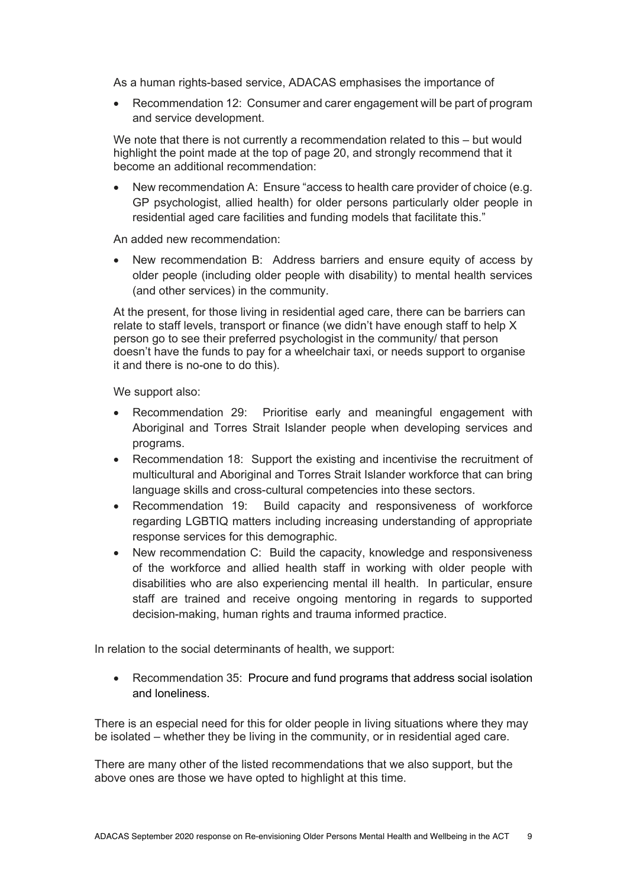As a human rights-based service, ADACAS emphasises the importance of

- Recommendation 12: Consumer and carer engagement will be part of program and service development.

We note that there is not currently a recommendation related to this – but would highlight the point made at the top of page 20, and strongly recommend that it become an additional recommendation:

- New recommendation A: Ensure "access to health care provider of choice (e.g. GP psychologist, allied health) for older persons particularly older people in residential aged care facilities and funding models that facilitate this."

An added new recommendation:

- New recommendation B: Address barriers and ensure equity of access by older people (including older people with disability) to mental health services (and other services) in the community.

At the present, for those living in residential aged care, there can be barriers can relate to staff levels, transport or finance (we didn't have enough staff to help X person go to see their preferred psychologist in the community/ that person doesn't have the funds to pay for a wheelchair taxi, or needs support to organise it and there is no-one to do this).

We support also:

- Recommendation 29: Prioritise early and meaningful engagement with Aboriginal and Torres Strait Islander people when developing services and programs.
- Recommendation 18: Support the existing and incentivise the recruitment of multicultural and Aboriginal and Torres Strait Islander workforce that can bring language skills and cross-cultural competencies into these sectors.
- Recommendation 19: Build capacity and responsiveness of workforce regarding LGBTIQ matters including increasing understanding of appropriate response services for this demographic.
- New recommendation C: Build the capacity, knowledge and responsiveness of the workforce and allied health staff in working with older people with disabilities who are also experiencing mental ill health. In particular, ensure staff are trained and receive ongoing mentoring in regards to supported decision-making, human rights and trauma informed practice.

In relation to the social determinants of health, we support:

- Recommendation 35: Procure and fund programs that address social isolation and loneliness.

There is an especial need for this for older people in living situations where they may be isolated – whether they be living in the community, or in residential aged care.

There are many other of the listed recommendations that we also support, but the above ones are those we have opted to highlight at this time.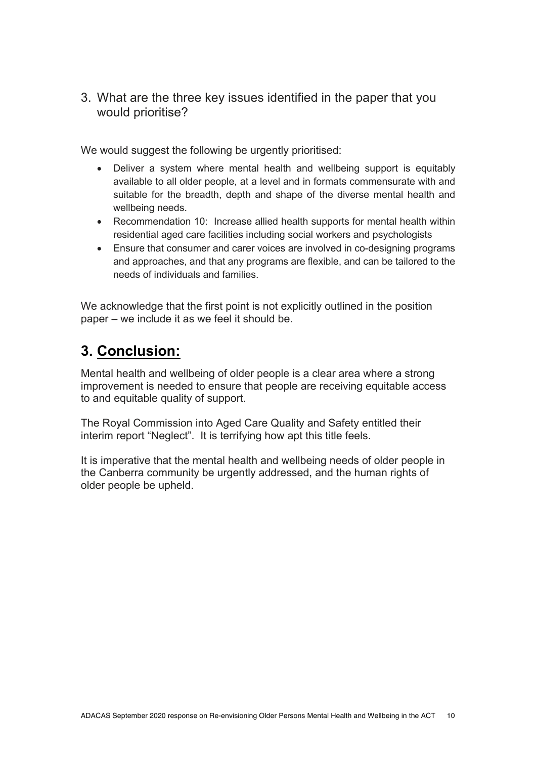3. What are the three key issues identified in the paper that you would prioritise?

We would suggest the following be urgently prioritised:

- Deliver a system where mental health and wellbeing support is equitably available to all older people, at a level and in formats commensurate with and suitable for the breadth, depth and shape of the diverse mental health and wellbeing needs.
- Recommendation 10: Increase allied health supports for mental health within residential aged care facilities including social workers and psychologists
- Ensure that consumer and carer voices are involved in co-designing programs and approaches, and that any programs are flexible, and can be tailored to the needs of individuals and families.

We acknowledge that the first point is not explicitly outlined in the position paper – we include it as we feel it should be.

## 3. <u>Conclusion:</u>

Mental health and wellbeing of older people is a clear area where a strong improvement is needed to ensure that people are receiving equitable access to and equitable quality of support.

The Royal Commission into Aged Care Quality and Safety entitled their interim report "Neglect". It is terrifying how apt this title feels.

It is imperative that the mental health and wellbeing needs of older people in the Canberra community be urgently addressed, and the human rights of older people be upheld.